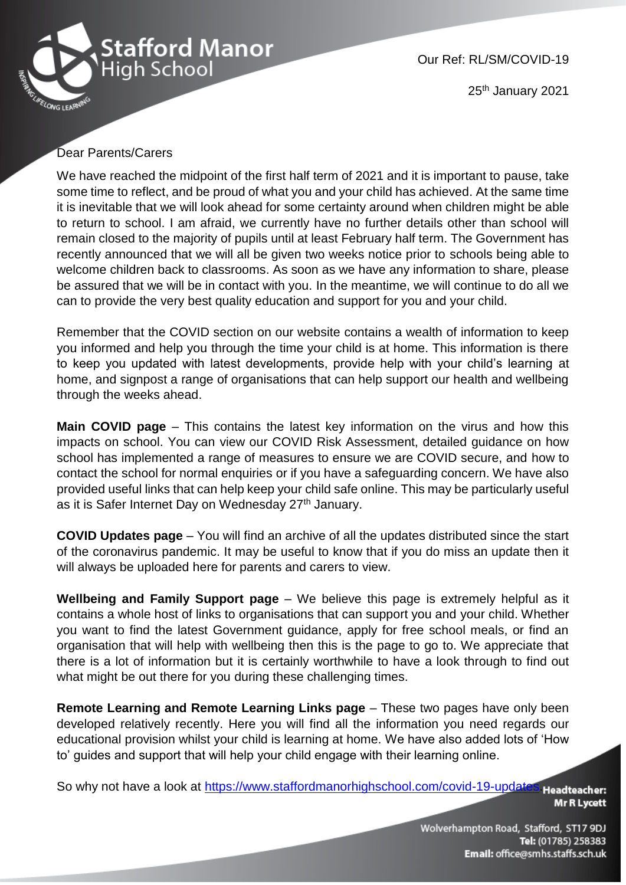Stafford Manor High School

Our Ref: RL/SM/COVID-19

25th January 2021

Dear Parents/Carers

We have reached the midpoint of the first half term of 2021 and it is important to pause, take some time to reflect, and be proud of what you and your child has achieved. At the same time it is inevitable that we will look ahead for some certainty around when children might be able to return to school. I am afraid, we currently have no further details other than school will remain closed to the majority of pupils until at least February half term. The Government has recently announced that we will all be given two weeks notice prior to schools being able to welcome children back to classrooms. As soon as we have any information to share, please be assured that we will be in contact with you. In the meantime, we will continue to do all we can to provide the very best quality education and support for you and your child.

Remember that the COVID section on our website contains a wealth of information to keep you informed and help you through the time your child is at home. This information is there to keep you updated with latest developments, provide help with your child's learning at home, and signpost a range of organisations that can help support our health and wellbeing through the weeks ahead.

**Main COVID page** – This contains the latest key information on the virus and how this impacts on school. You can view our COVID Risk Assessment, detailed guidance on how school has implemented a range of measures to ensure we are COVID secure, and how to contact the school for normal enquiries or if you have a safeguarding concern. We have also provided useful links that can help keep your child safe online. This may be particularly useful as it is Safer Internet Day on Wednesday 27th January.

**COVID Updates page** – You will find an archive of all the updates distributed since the start of the coronavirus pandemic. It may be useful to know that if you do miss an update then it will always be uploaded here for parents and carers to view.

**Wellbeing and Family Support page** – We believe this page is extremely helpful as it contains a whole host of links to organisations that can support you and your child. Whether you want to find the latest Government guidance, apply for free school meals, or find an organisation that will help with wellbeing then this is the page to go to. We appreciate that there is a lot of information but it is certainly worthwhile to have a look through to find out what might be out there for you during these challenging times.

**Remote Learning and Remote Learning Links page** – These two pages have only been developed relatively recently. Here you will find all the information you need regards our educational provision whilst your child is learning at home. We have also added lots of 'How to' guides and support that will help your child engage with their learning online.

So why not have a look at https://www.staffordmanorhighschool.com/covid-19-updates

**Headteacher:** Mr R Lycett

Wolverhampton Road, Stafford, ST17 9DJ
**Tel:** (01785) 258383
**Email:** office@smhs.staffs.sch.uk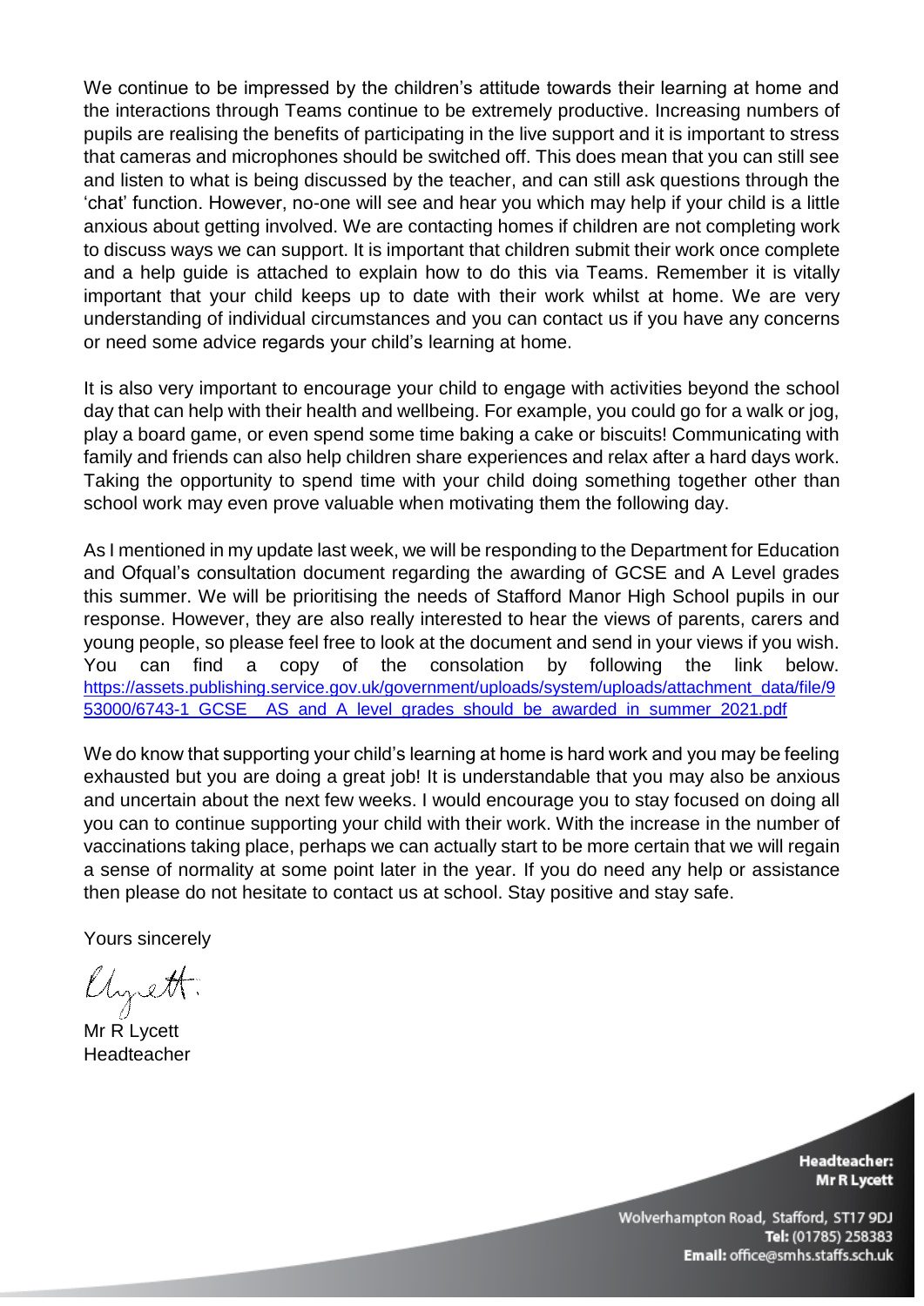We continue to be impressed by the children's attitude towards their learning at home and the interactions through Teams continue to be extremely productive. Increasing numbers of pupils are realising the benefits of participating in the live support and it is important to stress that cameras and microphones should be switched off. This does mean that you can still see and listen to what is being discussed by the teacher, and can still ask questions through the 'chat' function. However, no-one will see and hear you which may help if your child is a little anxious about getting involved. We are contacting homes if children are not completing work to discuss ways we can support. It is important that children submit their work once complete and a help guide is attached to explain how to do this via Teams. Remember it is vitally important that your child keeps up to date with their work whilst at home. We are very understanding of individual circumstances and you can contact us if you have any concerns or need some advice regards your child's learning at home.

It is also very important to encourage your child to engage with activities beyond the school day that can help with their health and wellbeing. For example, you could go for a walk or jog, play a board game, or even spend some time baking a cake or biscuits! Communicating with family and friends can also help children share experiences and relax after a hard days work. Taking the opportunity to spend time with your child doing something together other than school work may even prove valuable when motivating them the following day.

As I mentioned in my update last week, we will be responding to the Department for Education and Ofqual's consultation document regarding the awarding of GCSE and A Level grades this summer. We will be prioritising the needs of Stafford Manor High School pupils in our response. However, they are also really interested to hear the views of parents, carers and young people, so please feel free to look at the document and send in your views if you wish. You can find a copy of the consolation by following the link below. https://assets.publishing.service.gov.uk/government/uploads/system/uploads/attachment_data/file/953000/6743-1_GCSE__AS_and_A_level_grades_should_be_awarded_in_summer_2021.pdf

We do know that supporting your child's learning at home is hard work and you may be feeling exhausted but you are doing a great job! It is understandable that you may also be anxious and uncertain about the next few weeks. I would encourage you to stay focused on doing all you can to continue supporting your child with their work. With the increase in the number of vaccinations taking place, perhaps we can actually start to be more certain that we will regain a sense of normality at some point later in the year. If you do need any help or assistance then please do not hesitate to contact us at school. Stay positive and stay safe.

Yours sincerely

Mr R Lycett
Headteacher

**Headteacher:**
**Mr R Lycett**

Wolverhampton Road, Stafford, ST17 9DJ
**Tel:** (01785) 258383
**Email:** office@smhs.staffs.sch.uk